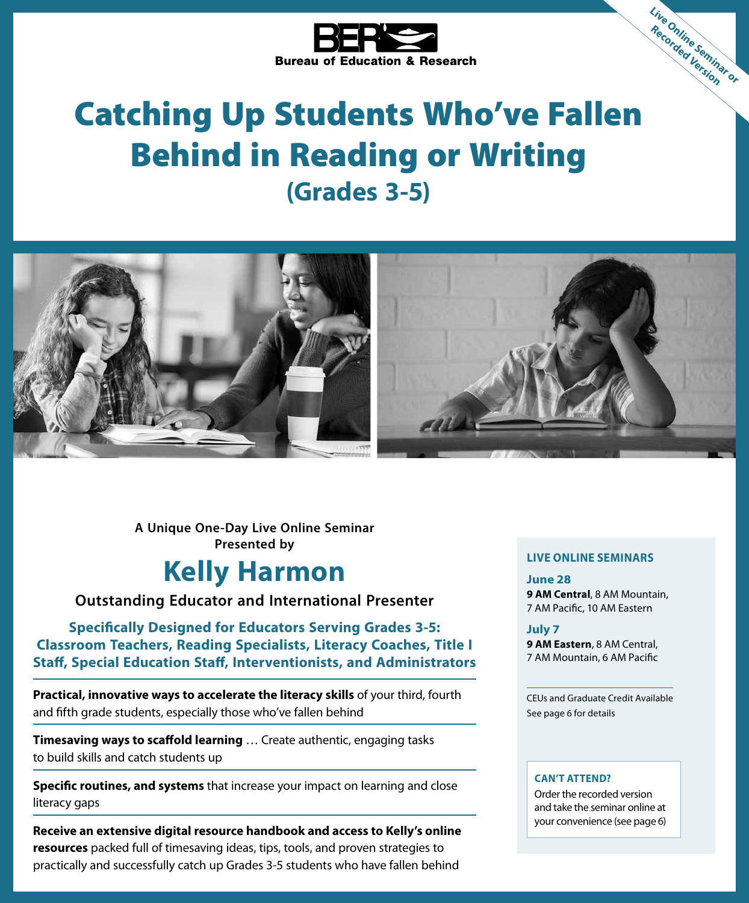Bureau of Education & Research

Live Online Seminar or Recorded Version

# Catching Up Students Who've Fallen Behind in Reading or Writing

## (Grades 3-5)

**A Unique One-Day Live Online Seminar Presented by**

## Kelly Harmon

**Outstanding Educator and International Presenter**

**Specifically Designed for Educators Serving Grades 3-5: Classroom Teachers, Reading Specialists, Literacy Coaches, Title I Staff, Special Education Staff, Interventionists, and Administrators**

**Practical, innovative ways to accelerate the literacy skills** of your third, fourth and fifth grade students, especially those who've fallen behind

**Timesaving ways to scaffold learning** … Create authentic, engaging tasks to build skills and catch students up

**Specific routines, and systems** that increase your impact on learning and close literacy gaps

**Receive an extensive digital resource handbook and access to Kelly's online resources** packed full of timesaving ideas, tips, tools, and proven strategies to practically and successfully catch up Grades 3-5 students who have fallen behind

### LIVE ONLINE SEMINARS

**June 28**
**9 AM Central**, 8 AM Mountain, 7 AM Pacific, 10 AM Eastern

**July 7**
**9 AM Eastern**, 8 AM Central, 7 AM Mountain, 6 AM Pacific

CEUs and Graduate Credit Available
See page 6 for details

**CAN'T ATTEND?**
Order the recorded version and take the seminar online at your convenience (see page 6)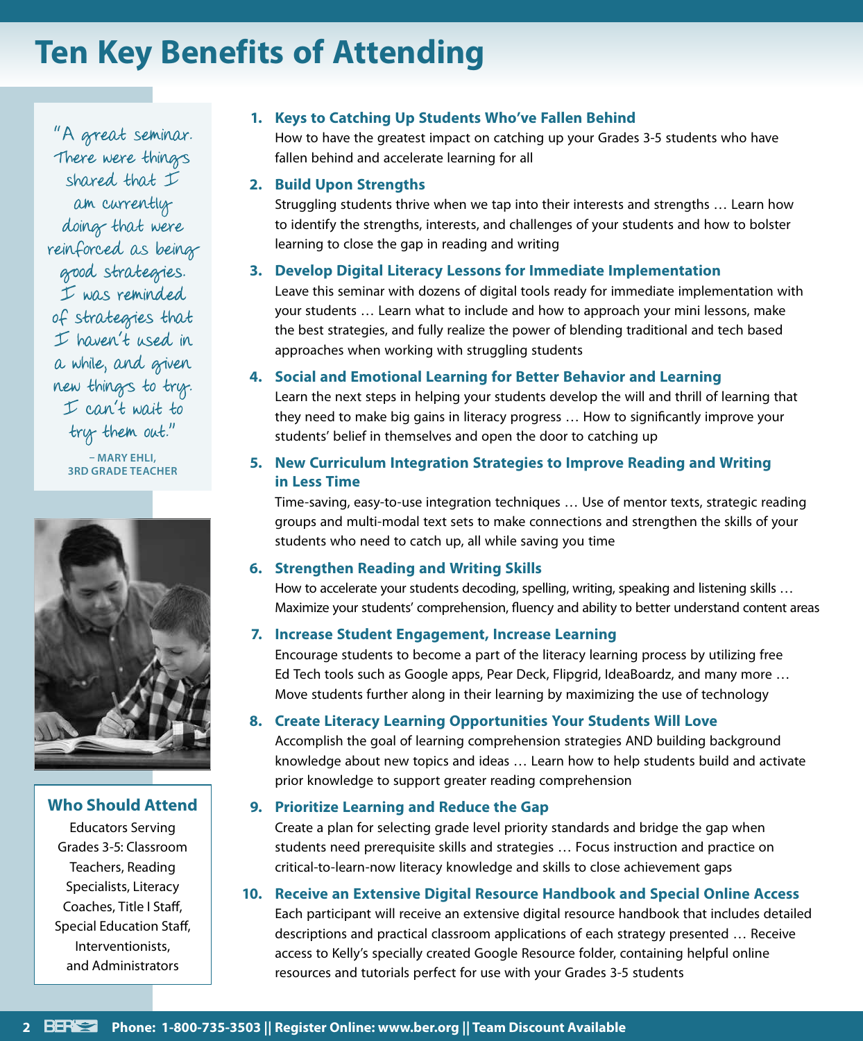# Ten Key Benefits of Attending

"A great seminar. There were things shared that I am currently doing that were reinforced as being good strategies. I was reminded of strategies that I haven't used in a while, and given new things to try. I can't wait to try them out."

– MARY EHLI,
3RD GRADE TEACHER

### Who Should Attend

Educators Serving Grades 3-5: Classroom Teachers, Reading Specialists, Literacy Coaches, Title I Staff, Special Education Staff, Interventionists, and Administrators

1. **Keys to Catching Up Students Who've Fallen Behind**
   How to have the greatest impact on catching up your Grades 3-5 students who have fallen behind and accelerate learning for all

2. **Build Upon Strengths**
   Struggling students thrive when we tap into their interests and strengths … Learn how to identify the strengths, interests, and challenges of your students and how to bolster learning to close the gap in reading and writing

3. **Develop Digital Literacy Lessons for Immediate Implementation**
   Leave this seminar with dozens of digital tools ready for immediate implementation with your students … Learn what to include and how to approach your mini lessons, make the best strategies, and fully realize the power of blending traditional and tech based approaches when working with struggling students

4. **Social and Emotional Learning for Better Behavior and Learning**
   Learn the next steps in helping your students develop the will and thrill of learning that they need to make big gains in literacy progress … How to significantly improve your students' belief in themselves and open the door to catching up

5. **New Curriculum Integration Strategies to Improve Reading and Writing in Less Time**
   Time-saving, easy-to-use integration techniques … Use of mentor texts, strategic reading groups and multi-modal text sets to make connections and strengthen the skills of your students who need to catch up, all while saving you time

6. **Strengthen Reading and Writing Skills**
   How to accelerate your students decoding, spelling, writing, speaking and listening skills … Maximize your students' comprehension, fluency and ability to better understand content areas

7. **Increase Student Engagement, Increase Learning**
   Encourage students to become a part of the literacy learning process by utilizing free Ed Tech tools such as Google apps, Pear Deck, Flipgrid, IdeaBoardz, and many more … Move students further along in their learning by maximizing the use of technology

8. **Create Literacy Learning Opportunities Your Students Will Love**
   Accomplish the goal of learning comprehension strategies AND building background knowledge about new topics and ideas … Learn how to help students build and activate prior knowledge to support greater reading comprehension

9. **Prioritize Learning and Reduce the Gap**
   Create a plan for selecting grade level priority standards and bridge the gap when students need prerequisite skills and strategies … Focus instruction and practice on critical-to-learn-now literacy knowledge and skills to close achievement gaps

10. **Receive an Extensive Digital Resource Handbook and Special Online Access**
    Each participant will receive an extensive digital resource handbook that includes detailed descriptions and practical classroom applications of each strategy presented … Receive access to Kelly's specially created Google Resource folder, containing helpful online resources and tutorials perfect for use with your Grades 3-5 students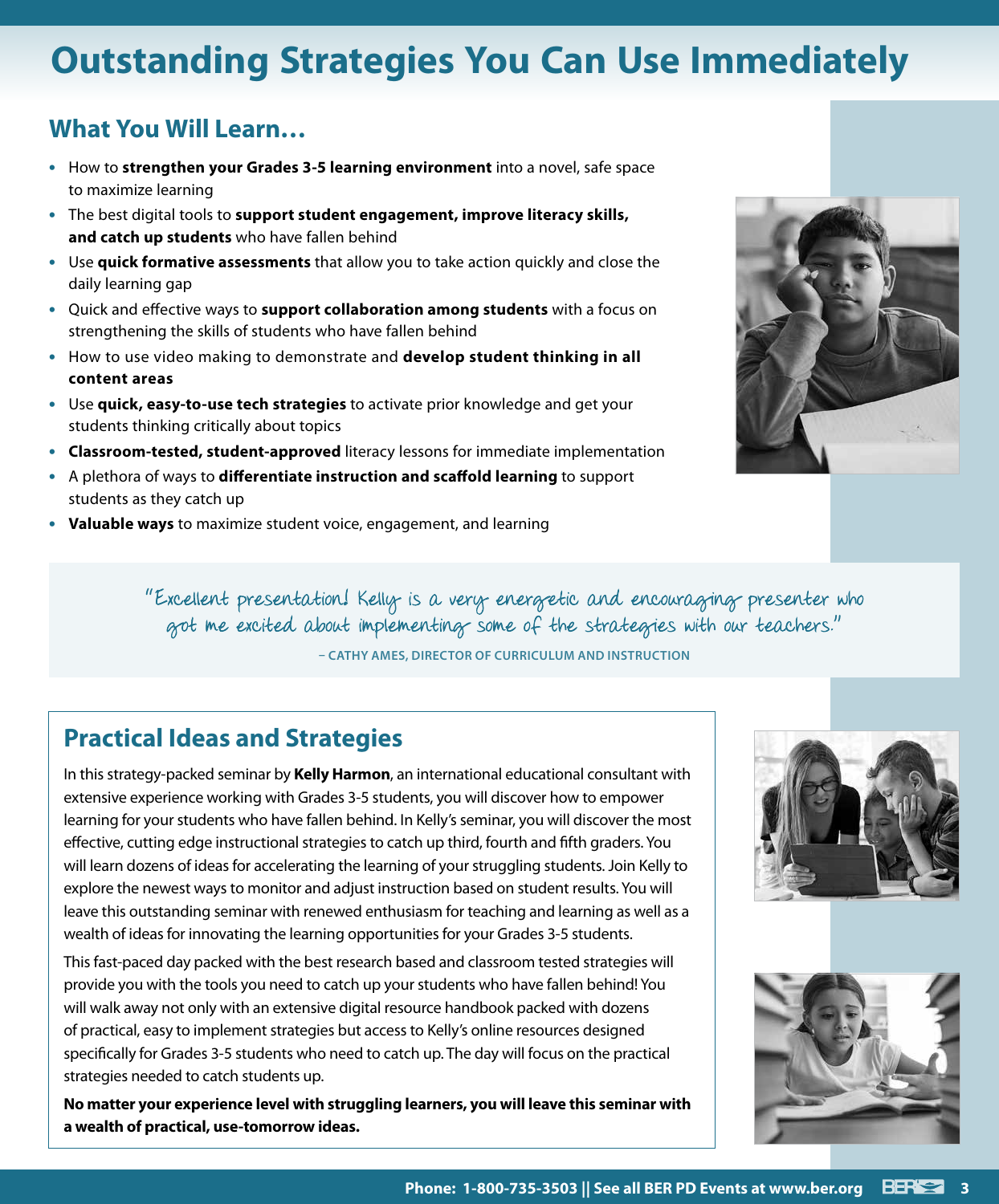# Outstanding Strategies You Can Use Immediately

## What You Will Learn…

- How to **strengthen your Grades 3-5 learning environment** into a novel, safe space to maximize learning
- The best digital tools to **support student engagement, improve literacy skills, and catch up students** who have fallen behind
- Use **quick formative assessments** that allow you to take action quickly and close the daily learning gap
- Quick and effective ways to **support collaboration among students** with a focus on strengthening the skills of students who have fallen behind
- How to use video making to demonstrate and **develop student thinking in all content areas**
- Use **quick, easy-to-use tech strategies** to activate prior knowledge and get your students thinking critically about topics
- **Classroom-tested, student-approved** literacy lessons for immediate implementation
- A plethora of ways to **differentiate instruction and scaffold learning** to support students as they catch up
- **Valuable ways** to maximize student voice, engagement, and learning

"Excellent presentation! Kelly is a very energetic and encouraging presenter who got me excited about implementing some of the strategies with our teachers."

– CATHY AMES, DIRECTOR OF CURRICULUM AND INSTRUCTION

## Practical Ideas and Strategies

In this strategy-packed seminar by **Kelly Harmon**, an international educational consultant with extensive experience working with Grades 3-5 students, you will discover how to empower learning for your students who have fallen behind. In Kelly's seminar, you will discover the most effective, cutting edge instructional strategies to catch up third, fourth and fifth graders. You will learn dozens of ideas for accelerating the learning of your struggling students. Join Kelly to explore the newest ways to monitor and adjust instruction based on student results. You will leave this outstanding seminar with renewed enthusiasm for teaching and learning as well as a wealth of ideas for innovating the learning opportunities for your Grades 3-5 students.

This fast-paced day packed with the best research based and classroom tested strategies will provide you with the tools you need to catch up your students who have fallen behind! You will walk away not only with an extensive digital resource handbook packed with dozens of practical, easy to implement strategies but access to Kelly's online resources designed specifically for Grades 3-5 students who need to catch up. The day will focus on the practical strategies needed to catch students up.

**No matter your experience level with struggling learners, you will leave this seminar with a wealth of practical, use-tomorrow ideas.**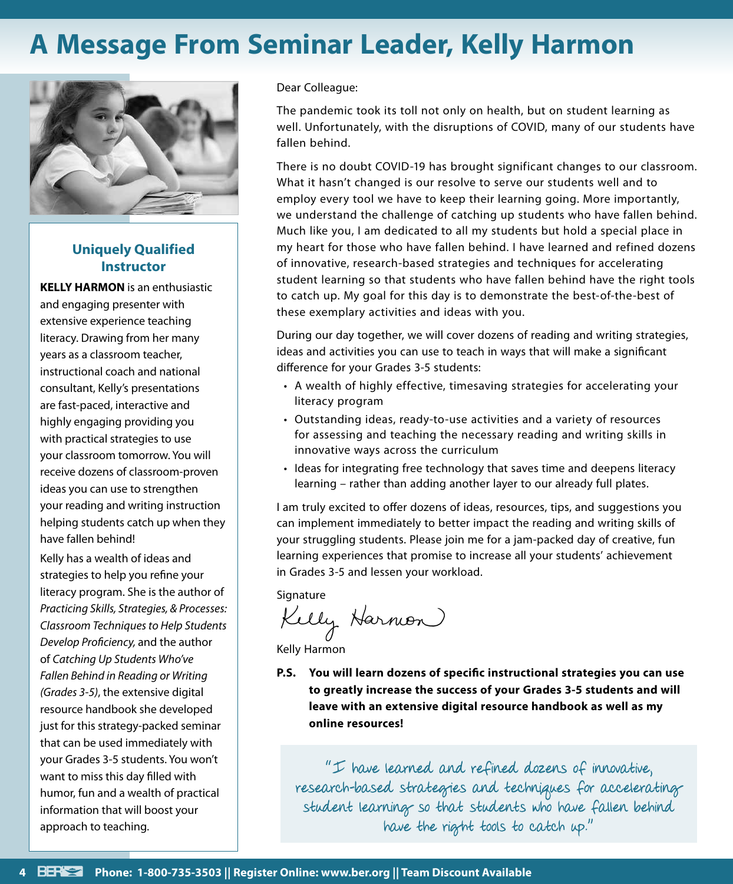# A Message From Seminar Leader, Kelly Harmon

### Uniquely Qualified Instructor

**KELLY HARMON** is an enthusiastic and engaging presenter with extensive experience teaching literacy. Drawing from her many years as a classroom teacher, instructional coach and national consultant, Kelly's presentations are fast-paced, interactive and highly engaging providing you with practical strategies to use your classroom tomorrow. You will receive dozens of classroom-proven ideas you can use to strengthen your reading and writing instruction helping students catch up when they have fallen behind!

Kelly has a wealth of ideas and strategies to help you refine your literacy program. She is the author of *Practicing Skills, Strategies, & Processes: Classroom Techniques to Help Students Develop Proficiency,* and the author of *Catching Up Students Who've Fallen Behind in Reading or Writing (Grades 3-5)*, the extensive digital resource handbook she developed just for this strategy-packed seminar that can be used immediately with your Grades 3-5 students. You won't want to miss this day filled with humor, fun and a wealth of practical information that will boost your approach to teaching.

Dear Colleague:

The pandemic took its toll not only on health, but on student learning as well. Unfortunately, with the disruptions of COVID, many of our students have fallen behind.

There is no doubt COVID-19 has brought significant changes to our classroom. What it hasn't changed is our resolve to serve our students well and to employ every tool we have to keep their learning going. More importantly, we understand the challenge of catching up students who have fallen behind. Much like you, I am dedicated to all my students but hold a special place in my heart for those who have fallen behind. I have learned and refined dozens of innovative, research-based strategies and techniques for accelerating student learning so that students who have fallen behind have the right tools to catch up. My goal for this day is to demonstrate the best-of-the-best of these exemplary activities and ideas with you.

During our day together, we will cover dozens of reading and writing strategies, ideas and activities you can use to teach in ways that will make a significant difference for your Grades 3-5 students:

- A wealth of highly effective, timesaving strategies for accelerating your literacy program
- Outstanding ideas, ready-to-use activities and a variety of resources for assessing and teaching the necessary reading and writing skills in innovative ways across the curriculum
- Ideas for integrating free technology that saves time and deepens literacy learning – rather than adding another layer to our already full plates.

I am truly excited to offer dozens of ideas, resources, tips, and suggestions you can implement immediately to better impact the reading and writing skills of your struggling students. Please join me for a jam-packed day of creative, fun learning experiences that promise to increase all your students' achievement in Grades 3-5 and lessen your workload.

Signature

Kelly Harmon

Kelly Harmon

**P.S. You will learn dozens of specific instructional strategies you can use to greatly increase the success of your Grades 3-5 students and will leave with an extensive digital resource handbook as well as my online resources!**

"I have learned and refined dozens of innovative, research-based strategies and techniques for accelerating student learning so that students who have fallen behind have the right tools to catch up."

Phone: 1-800-735-3503 || Register Online: www.ber.org || Team Discount Available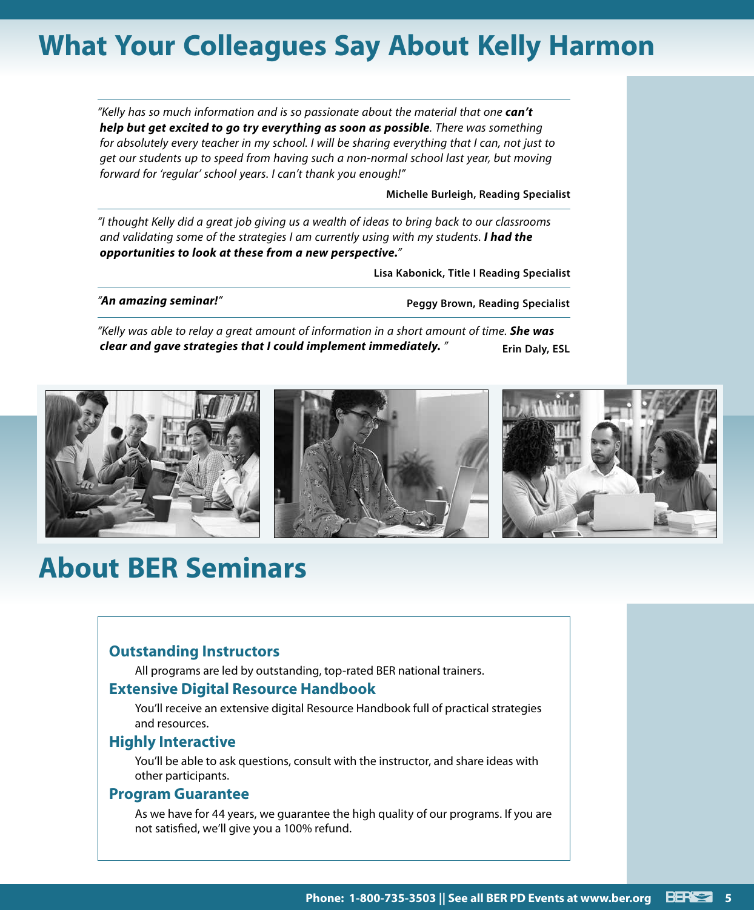# What Your Colleagues Say About Kelly Harmon

*"Kelly has so much information and is so passionate about the material that one **can't help but get excited to go try everything as soon as possible**. There was something for absolutely every teacher in my school. I will be sharing everything that I can, not just to get our students up to speed from having such a non-normal school last year, but moving forward for 'regular' school years. I can't thank you enough!"*

**Michelle Burleigh, Reading Specialist**

*"I thought Kelly did a great job giving us a wealth of ideas to bring back to our classrooms and validating some of the strategies I am currently using with my students. **I had the opportunities to look at these from a new perspective.**"*

**Lisa Kabonick, Title I Reading Specialist**

*"**An amazing seminar!**"*

**Peggy Brown, Reading Specialist**

*"Kelly was able to relay a great amount of information in a short amount of time. **She was clear and gave strategies that I could implement immediately.**"*

**Erin Daly, ESL**

# About BER Seminars

### Outstanding Instructors

All programs are led by outstanding, top-rated BER national trainers.

### Extensive Digital Resource Handbook

You'll receive an extensive digital Resource Handbook full of practical strategies and resources.

### Highly Interactive

You'll be able to ask questions, consult with the instructor, and share ideas with other participants.

### Program Guarantee

As we have for 44 years, we guarantee the high quality of our programs. If you are not satisfied, we'll give you a 100% refund.

**Phone: 1-800-735-3503 || See all BER PD Events at www.ber.org**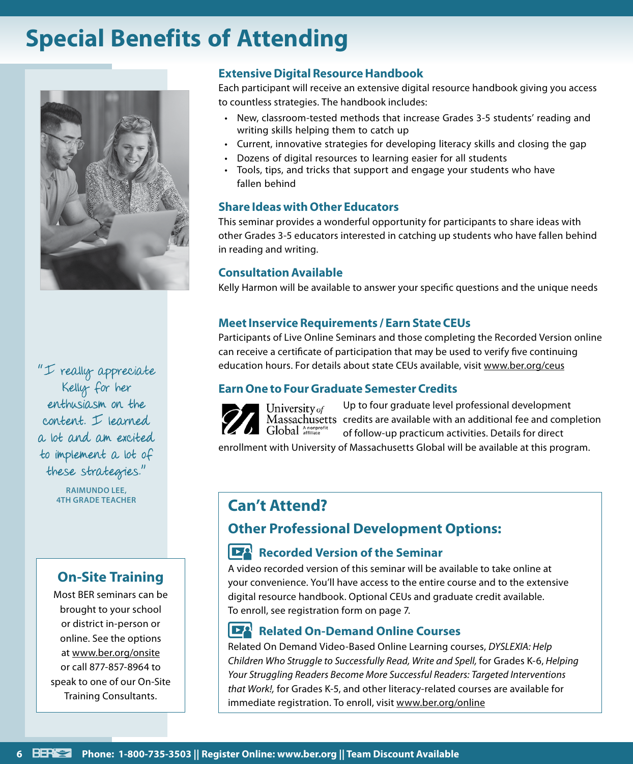# Special Benefits of Attending

## Extensive Digital Resource Handbook

Each participant will receive an extensive digital resource handbook giving you access to countless strategies. The handbook includes:

- New, classroom-tested methods that increase Grades 3-5 students' reading and writing skills helping them to catch up
- Current, innovative strategies for developing literacy skills and closing the gap
- Dozens of digital resources to learning easier for all students
- Tools, tips, and tricks that support and engage your students who have fallen behind

## Share Ideas with Other Educators

This seminar provides a wonderful opportunity for participants to share ideas with other Grades 3-5 educators interested in catching up students who have fallen behind in reading and writing.

## Consultation Available

Kelly Harmon will be available to answer your specific questions and the unique needs

## Meet Inservice Requirements / Earn State CEUs

Participants of Live Online Seminars and those completing the Recorded Version online can receive a certificate of participation that may be used to verify five continuing education hours. For details about state CEUs available, visit www.ber.org/ceus

## Earn One to Four Graduate Semester Credits

University of Massachusetts Global A nonprofit affiliate

Up to four graduate level professional development credits are available with an additional fee and completion of follow-up practicum activities. Details for direct enrollment with University of Massachusetts Global will be available at this program.

"I really appreciate Kelly for her enthusiasm on the content. I learned a lot and am excited to implement a lot of these strategies."

**RAIMUNDO LEE, 4TH GRADE TEACHER**

## On-Site Training

Most BER seminars can be brought to your school or district in-person or online. See the options at www.ber.org/onsite or call 877-857-8964 to speak to one of our On-Site Training Consultants.

## Can't Attend?

### Other Professional Development Options:

### Recorded Version of the Seminar

A video recorded version of this seminar will be available to take online at your convenience. You'll have access to the entire course and to the extensive digital resource handbook. Optional CEUs and graduate credit available. To enroll, see registration form on page 7.

### Related On-Demand Online Courses

Related On Demand Video-Based Online Learning courses, *DYSLEXIA: Help Children Who Struggle to Successfully Read, Write and Spell,* for Grades K-6, *Helping Your Struggling Readers Become More Successful Readers: Targeted Interventions that Work!,* for Grades K-5, and other literacy-related courses are available for immediate registration. To enroll, visit www.ber.org/online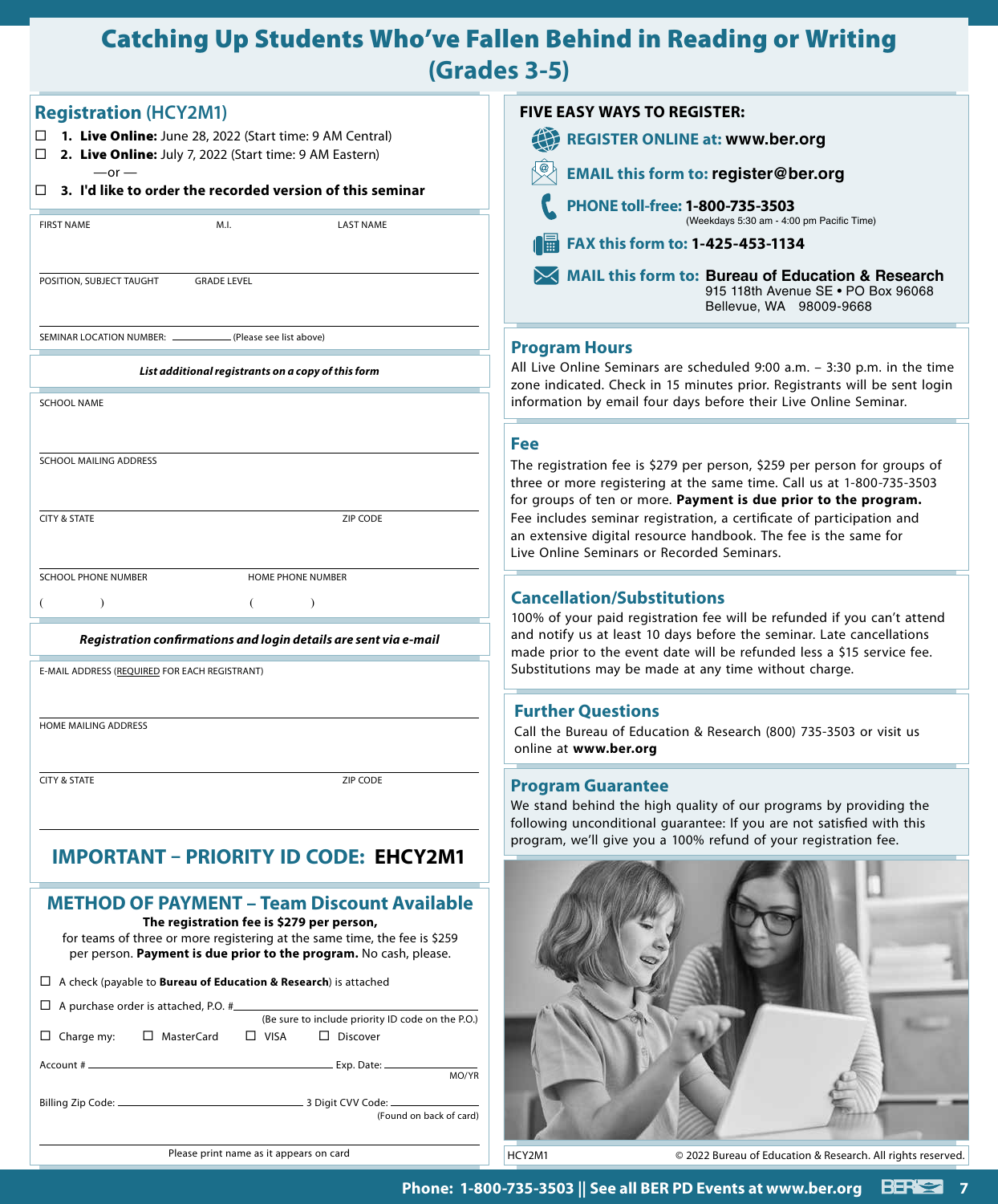# Catching Up Students Who've Fallen Behind in Reading or Writing (Grades 3-5)

## Registration (HCY2M1)

- ☐ **1. Live Online:** June 28, 2022 (Start time: 9 AM Central)
- ☐ **2. Live Online:** July 7, 2022 (Start time: 9 AM Eastern)

—or —

- ☐ **3. I'd like to order the recorded version of this seminar**

FIRST NAME M.I. LAST NAME

POSITION, SUBJECT TAUGHT GRADE LEVEL

SEMINAR LOCATION NUMBER: ________ (Please see list above)

***List additional registrants on a copy of this form***

SCHOOL NAME

SCHOOL MAILING ADDRESS

CITY & STATE ZIP CODE

SCHOOL PHONE NUMBER HOME PHONE NUMBER

( ) ( )

***Registration confirmations and login details are sent via e-mail***

E-MAIL ADDRESS (REQUIRED FOR EACH REGISTRANT)

HOME MAILING ADDRESS

CITY & STATE ZIP CODE

## IMPORTANT – PRIORITY ID CODE: EHCY2M1

## METHOD OF PAYMENT – Team Discount Available

**The registration fee is $279 per person,** for teams of three or more registering at the same time, the fee is $259 per person. **Payment is due prior to the program.** No cash, please.

☐ A check (payable to **Bureau of Education & Research**) is attached

☐ A purchase order is attached, P.O. # ________ (Be sure to include priority ID code on the P.O.)

☐ Charge my: ☐ MasterCard ☐ VISA ☐ Discover

Account # ________ Exp. Date: ________ MO/YR

Billing Zip Code: ________ 3 Digit CVV Code: ________ (Found on back of card)

Please print name as it appears on card

## FIVE EASY WAYS TO REGISTER:

- **REGISTER ONLINE at: www.ber.org**
- **EMAIL this form to: register@ber.org**
- **PHONE toll-free: 1-800-735-3503** (Weekdays 5:30 am - 4:00 pm Pacific Time)
- **FAX this form to: 1-425-453-1134**
- **MAIL this form to: Bureau of Education & Research**
  915 118th Avenue SE • PO Box 96068
  Bellevue, WA 98009-9668

## Program Hours

All Live Online Seminars are scheduled 9:00 a.m. – 3:30 p.m. in the time zone indicated. Check in 15 minutes prior. Registrants will be sent login information by email four days before their Live Online Seminar.

## Fee

The registration fee is $279 per person, $259 per person for groups of three or more registering at the same time. Call us at 1-800-735-3503 for groups of ten or more. **Payment is due prior to the program.** Fee includes seminar registration, a certificate of participation and an extensive digital resource handbook. The fee is the same for Live Online Seminars or Recorded Seminars.

## Cancellation/Substitutions

100% of your paid registration fee will be refunded if you can't attend and notify us at least 10 days before the seminar. Late cancellations made prior to the event date will be refunded less a $15 service fee. Substitutions may be made at any time without charge.

## Further Questions

Call the Bureau of Education & Research (800) 735-3503 or visit us online at **www.ber.org**

## Program Guarantee

We stand behind the high quality of our programs by providing the following unconditional guarantee: If you are not satisfied with this program, we'll give you a 100% refund of your registration fee.

HCY2M1 © 2022 Bureau of Education & Research. All rights reserved.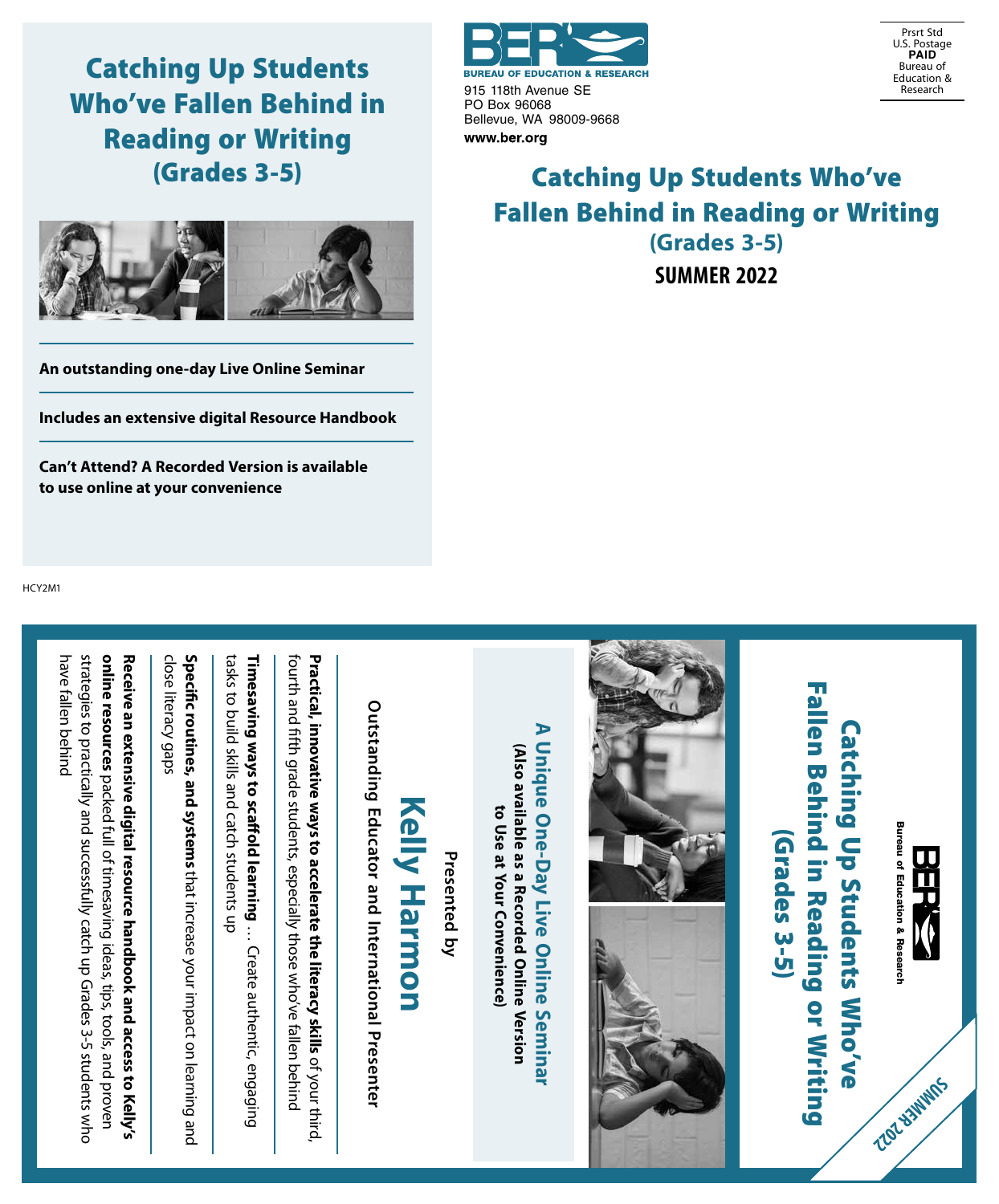# Catching Up Students Who've Fallen Behind in Reading or Writing (Grades 3-5)

**An outstanding one-day Live Online Seminar**

**Includes an extensive digital Resource Handbook**

**Can't Attend? A Recorded Version is available to use online at your convenience**

HCY2M1

BER
BUREAU OF EDUCATION & RESEARCH
915 118th Avenue SE
PO Box 96068
Bellevue, WA 98009-9668
**www.ber.org**

Prsrt Std
U.S. Postage
**PAID**
Bureau of
Education &
Research

## Catching Up Students Who've Fallen Behind in Reading or Writing (Grades 3-5)

**SUMMER 2022**

BER
Bureau of Education & Research

## Catching Up Students Who've Fallen Behind in Reading or Writing (Grades 3-5)

SUMMER 2022

**A Unique One-Day Live Online Seminar**
**(Also available as a Recorded Online Version to Use at Your Convenience)**

Presented by

## Kelly Harmon

Outstanding Educator and International Presenter

- **Practical, innovative ways to accelerate the literacy skills** of your third, fourth and fifth grade students, especially those who've fallen behind
- **Timesaving ways to scaffold learning** … Create authentic, engaging tasks to build skills and catch students up
- **Specific routines, and systems** that increase your impact on learning and close literacy gaps
- **Receive an extensive digital resource handbook and access to Kelly's online resources** packed full of timesaving ideas, tips, tools, and proven strategies to practically and successfully catch up Grades 3-5 students who have fallen behind